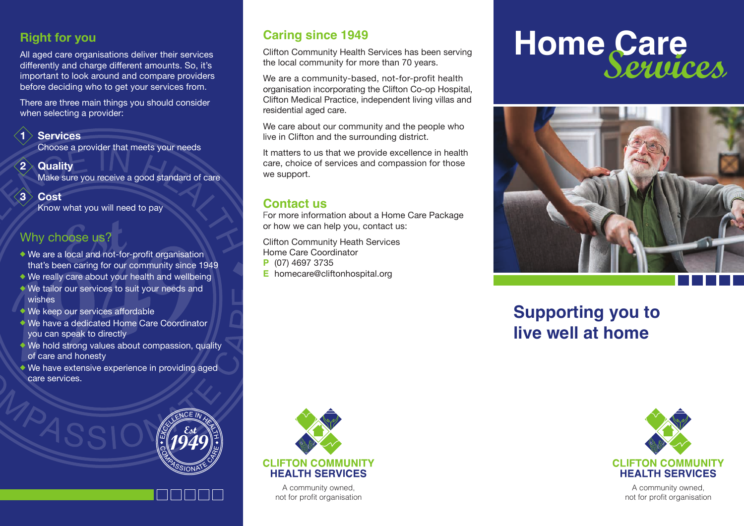# Home Care Services

## Supporting you to live well at home

CLIFTON COMMUNITY HEALTH SERVICES

A community owned, not for profit organisation

## Right for you

All aged care organisations deliver their services differently and charge different amounts. So, it's important to look around and compare providers before deciding who to get your services from.

There are three main things you should consider when selecting a provider:

1. **Services**
   Choose a provider that meets your needs
2. **Quality**
   Make sure you receive a good standard of care
3. **Cost**
   Know what you will need to pay

## Why choose us?

- We are a local and not-for-profit organisation that's been caring for our community since 1949
- We really care about your health and wellbeing
- We tailor our services to suit your needs and wishes
- We keep our services affordable
- We have a dedicated Home Care Coordinator you can speak to directly
- We hold strong values about compassion, quality of care and honesty
- We have extensive experience in providing aged care services.

Excellence in Health • Est 1949 • Compassionate Care

## Caring since 1949

Clifton Community Health Services has been serving the local community for more than 70 years.

We are a community-based, not-for-profit health organisation incorporating the Clifton Co-op Hospital, Clifton Medical Practice, independent living villas and residential aged care.

We care about our community and the people who live in Clifton and the surrounding district.

It matters to us that we provide excellence in health care, choice of services and compassion for those we support.

## Contact us

For more information about a Home Care Package or how we can help you, contact us:

Clifton Community Heath Services
Home Care Coordinator
**P** (07) 4697 3735
**E** homecare@cliftonhospital.org

CLIFTON COMMUNITY HEALTH SERVICES

A community owned, not for profit organisation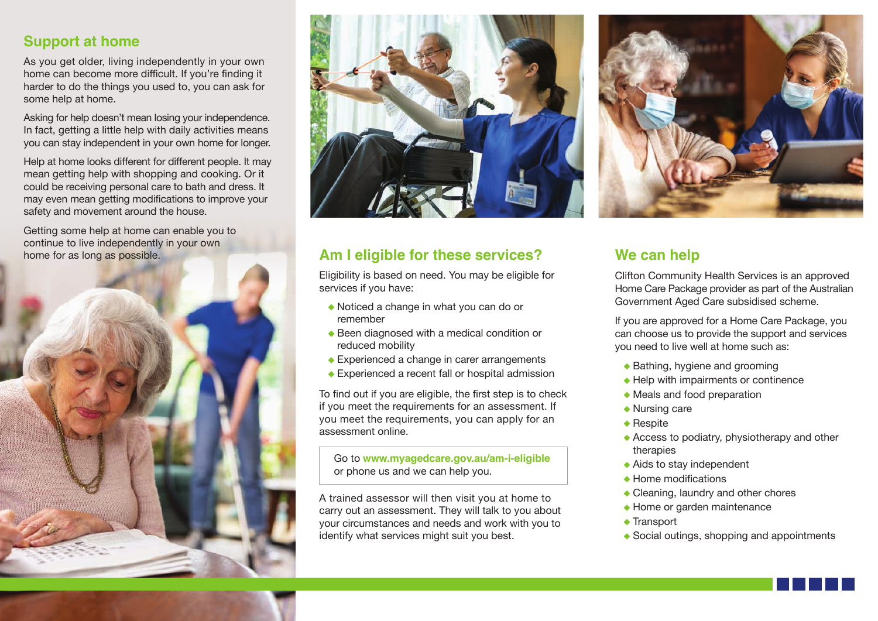## Support at home

As you get older, living independently in your own home can become more difficult. If you're finding it harder to do the things you used to, you can ask for some help at home.

Asking for help doesn't mean losing your independence. In fact, getting a little help with daily activities means you can stay independent in your own home for longer.

Help at home looks different for different people. It may mean getting help with shopping and cooking. Or it could be receiving personal care to bath and dress. It may even mean getting modifications to improve your safety and movement around the house.

Getting some help at home can enable you to continue to live independently in your own home for as long as possible.

## Am I eligible for these services?

Eligibility is based on need. You may be eligible for services if you have:

- Noticed a change in what you can do or remember
- Been diagnosed with a medical condition or reduced mobility
- Experienced a change in carer arrangements
- Experienced a recent fall or hospital admission

To find out if you are eligible, the first step is to check if you meet the requirements for an assessment. If you meet the requirements, you can apply for an assessment online.

Go to **www.myagedcare.gov.au/am-i-eligible** or phone us and we can help you.

A trained assessor will then visit you at home to carry out an assessment. They will talk to you about your circumstances and needs and work with you to identify what services might suit you best.

## We can help

Clifton Community Health Services is an approved Home Care Package provider as part of the Australian Government Aged Care subsidised scheme.

If you are approved for a Home Care Package, you can choose us to provide the support and services you need to live well at home such as:

- Bathing, hygiene and grooming
- Help with impairments or continence
- Meals and food preparation
- Nursing care
- Respite
- Access to podiatry, physiotherapy and other therapies
- Aids to stay independent
- Home modifications
- Cleaning, laundry and other chores
- Home or garden maintenance
- Transport
- Social outings, shopping and appointments